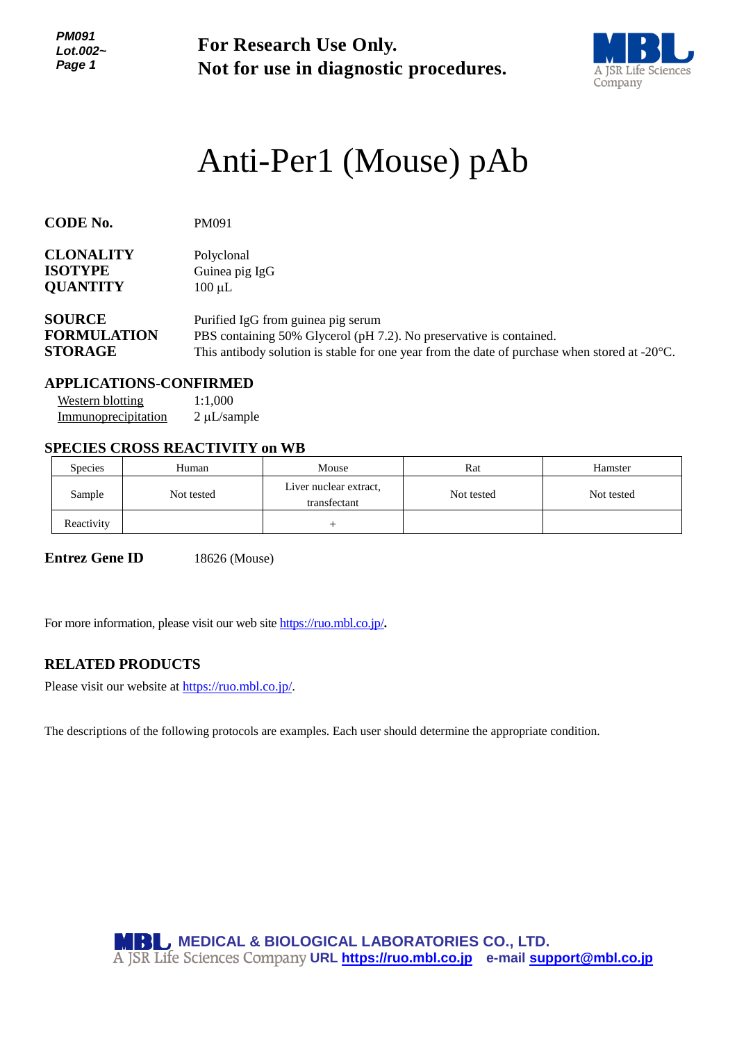**For Research Use Only.**
**Not for use in diagnostic procedures.**

# Anti-Per1 (Mouse) pAb

**CODE No.** PM091

**CLONALITY** Polyclonal
**ISOTYPE** Guinea pig IgG
**QUANTITY** 100 μL

**SOURCE** Purified IgG from guinea pig serum
**FORMULATION** PBS containing 50% Glycerol (pH 7.2). No preservative is contained.
**STORAGE** This antibody solution is stable for one year from the date of purchase when stored at -20°C.

## APPLICATIONS-CONFIRMED

Western blotting 1:1,000
Immunoprecipitation 2 μL/sample

## SPECIES CROSS REACTIVITY on WB

| Species | Human | Mouse | Rat | Hamster |
|---|---|---|---|---|
| Sample | Not tested | Liver nuclear extract, transfectant | Not tested | Not tested |
| Reactivity | | + | | |

**Entrez Gene ID** 18626 (Mouse)

For more information, please visit our web site https://ruo.mbl.co.jp/.

## RELATED PRODUCTS

Please visit our website at https://ruo.mbl.co.jp/.

The descriptions of the following protocols are examples. Each user should determine the appropriate condition.

**MEDICAL & BIOLOGICAL LABORATORIES CO., LTD.**
A JSR Life Sciences Company URL https://ruo.mbl.co.jp e-mail support@mbl.co.jp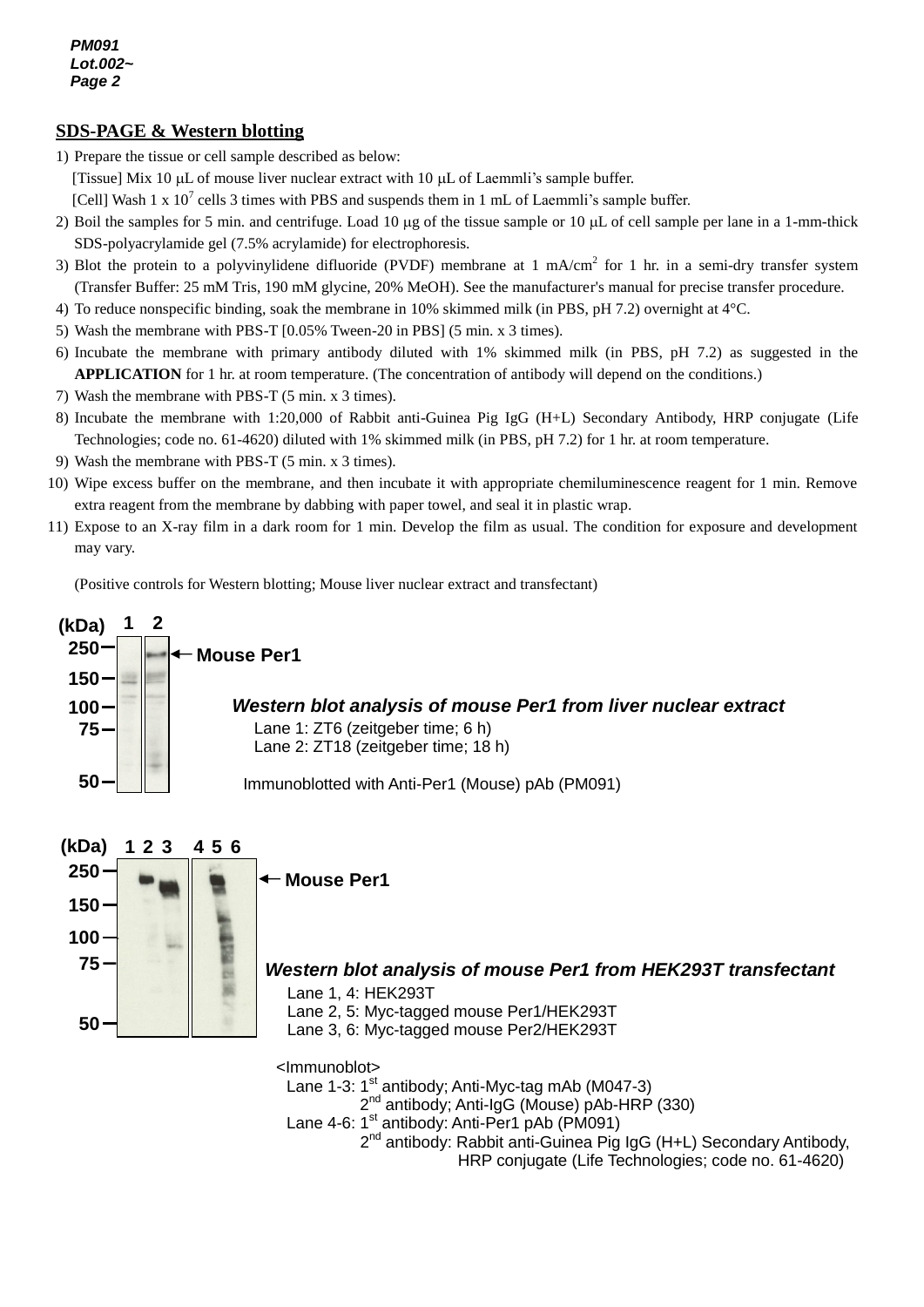## SDS-PAGE & Western blotting

1) Prepare the tissue or cell sample described as below:
   [Tissue] Mix 10 μL of mouse liver nuclear extract with 10 μL of Laemmli's sample buffer.
   [Cell] Wash 1 x $10^7$ cells 3 times with PBS and suspends them in 1 mL of Laemmli's sample buffer.
2) Boil the samples for 5 min. and centrifuge. Load 10 μg of the tissue sample or 10 μL of cell sample per lane in a 1-mm-thick SDS-polyacrylamide gel (7.5% acrylamide) for electrophoresis.
3) Blot the protein to a polyvinylidene difluoride (PVDF) membrane at 1 mA/$cm^2$ for 1 hr. in a semi-dry transfer system (Transfer Buffer: 25 mM Tris, 190 mM glycine, 20% MeOH). See the manufacturer's manual for precise transfer procedure.
4) To reduce nonspecific binding, soak the membrane in 10% skimmed milk (in PBS, pH 7.2) overnight at 4°C.
5) Wash the membrane with PBS-T [0.05% Tween-20 in PBS] (5 min. x 3 times).
6) Incubate the membrane with primary antibody diluted with 1% skimmed milk (in PBS, pH 7.2) as suggested in the **APPLICATION** for 1 hr. at room temperature. (The concentration of antibody will depend on the conditions.)
7) Wash the membrane with PBS-T (5 min. x 3 times).
8) Incubate the membrane with 1:20,000 of Rabbit anti-Guinea Pig IgG (H+L) Secondary Antibody, HRP conjugate (Life Technologies; code no. 61-4620) diluted with 1% skimmed milk (in PBS, pH 7.2) for 1 hr. at room temperature.
9) Wash the membrane with PBS-T (5 min. x 3 times).
10) Wipe excess buffer on the membrane, and then incubate it with appropriate chemiluminescence reagent for 1 min. Remove extra reagent from the membrane by dabbing with paper towel, and seal it in plastic wrap.
11) Expose to an X-ray film in a dark room for 1 min. Develop the film as usual. The condition for exposure and development may vary.

(Positive controls for Western blotting; Mouse liver nuclear extract and transfectant)

(kDa) 250, 150, 100, 75, 50 — Lanes 1, 2 — Mouse Per1

***Western blot analysis of mouse Per1 from liver nuclear extract***

Lane 1: ZT6 (zeitgeber time; 6 h)
Lane 2: ZT18 (zeitgeber time; 18 h)

Immunoblotted with Anti-Per1 (Mouse) pAb (PM091)

(kDa) 250, 150, 100, 75, 50 — Lanes 1 2 3 4 5 6 — Mouse Per1

***Western blot analysis of mouse Per1 from HEK293T transfectant***

Lane 1, 4: HEK293T
Lane 2, 5: Myc-tagged mouse Per1/HEK293T
Lane 3, 6: Myc-tagged mouse Per2/HEK293T

<Immunoblot>
Lane 1-3: 1st antibody; Anti-Myc-tag mAb (M047-3)
2nd antibody; Anti-IgG (Mouse) pAb-HRP (330)
Lane 4-6: 1st antibody: Anti-Per1 pAb (PM091)
2nd antibody: Rabbit anti-Guinea Pig IgG (H+L) Secondary Antibody, HRP conjugate (Life Technologies; code no. 61-4620)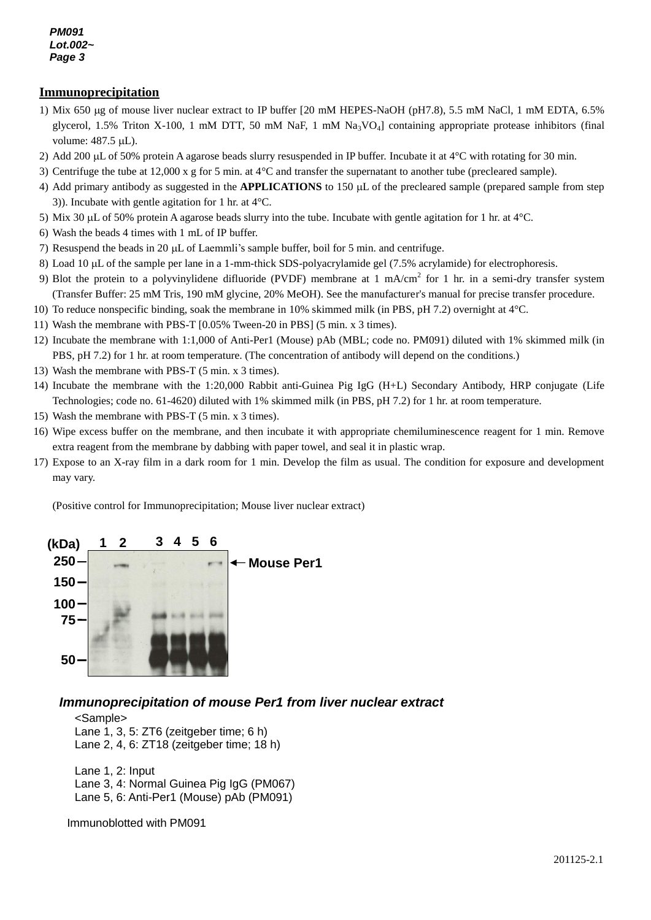## Immunoprecipitation

1) Mix 650 μg of mouse liver nuclear extract to IP buffer [20 mM HEPES-NaOH (pH7.8), 5.5 mM NaCl, 1 mM EDTA, 6.5% glycerol, 1.5% Triton X-100, 1 mM DTT, 50 mM NaF, 1 mM $Na_3VO_4$] containing appropriate protease inhibitors (final volume: 487.5 μL).
2) Add 200 μL of 50% protein A agarose beads slurry resuspended in IP buffer. Incubate it at 4°C with rotating for 30 min.
3) Centrifuge the tube at 12,000 x g for 5 min. at 4°C and transfer the supernatant to another tube (precleared sample).
4) Add primary antibody as suggested in the **APPLICATIONS** to 150 μL of the precleared sample (prepared sample from step 3)). Incubate with gentle agitation for 1 hr. at 4°C.
5) Mix 30 μL of 50% protein A agarose beads slurry into the tube. Incubate with gentle agitation for 1 hr. at 4°C.
6) Wash the beads 4 times with 1 mL of IP buffer.
7) Resuspend the beads in 20 μL of Laemmli's sample buffer, boil for 5 min. and centrifuge.
8) Load 10 μL of the sample per lane in a 1-mm-thick SDS-polyacrylamide gel (7.5% acrylamide) for electrophoresis.
9) Blot the protein to a polyvinylidene difluoride (PVDF) membrane at 1 mA/cm$^2$ for 1 hr. in a semi-dry transfer system (Transfer Buffer: 25 mM Tris, 190 mM glycine, 20% MeOH). See the manufacturer's manual for precise transfer procedure.
10) To reduce nonspecific binding, soak the membrane in 10% skimmed milk (in PBS, pH 7.2) overnight at 4°C.
11) Wash the membrane with PBS-T [0.05% Tween-20 in PBS] (5 min. x 3 times).
12) Incubate the membrane with 1:1,000 of Anti-Per1 (Mouse) pAb (MBL; code no. PM091) diluted with 1% skimmed milk (in PBS, pH 7.2) for 1 hr. at room temperature. (The concentration of antibody will depend on the conditions.)
13) Wash the membrane with PBS-T (5 min. x 3 times).
14) Incubate the membrane with the 1:20,000 Rabbit anti-Guinea Pig IgG (H+L) Secondary Antibody, HRP conjugate (Life Technologies; code no. 61-4620) diluted with 1% skimmed milk (in PBS, pH 7.2) for 1 hr. at room temperature.
15) Wash the membrane with PBS-T (5 min. x 3 times).
16) Wipe excess buffer on the membrane, and then incubate it with appropriate chemiluminescence reagent for 1 min. Remove extra reagent from the membrane by dabbing with paper towel, and seal it in plastic wrap.
17) Expose to an X-ray film in a dark room for 1 min. Develop the film as usual. The condition for exposure and development may vary.

(Positive control for Immunoprecipitation; Mouse liver nuclear extract)

(kDa) 1 2 3 4 5 6
250
150
100
75
50
Mouse Per1

***Immunoprecipitation of mouse Per1 from liver nuclear extract***

<Sample>
Lane 1, 3, 5: ZT6 (zeitgeber time; 6 h)
Lane 2, 4, 6: ZT18 (zeitgeber time; 18 h)

Lane 1, 2: Input
Lane 3, 4: Normal Guinea Pig IgG (PM067)
Lane 5, 6: Anti-Per1 (Mouse) pAb (PM091)

Immunoblotted with PM091

201125-2.1